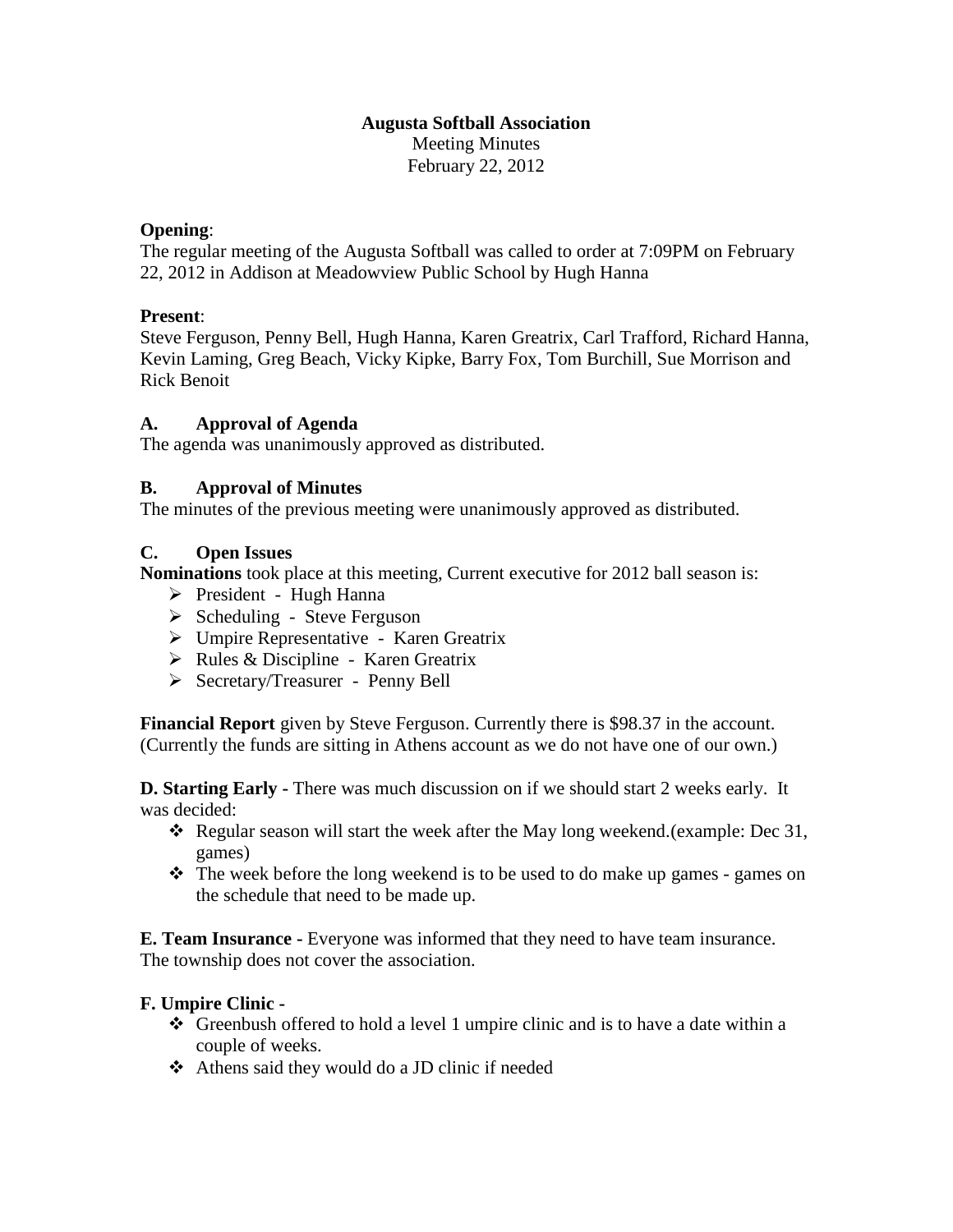**Augusta Softball Association**

Meeting Minutes

February 22, 2012

**Opening**:

The regular meeting of the Augusta Softball was called to order at 7:09PM on February 22, 2012 in Addison at Meadowview Public School by Hugh Hanna

**Present**:

Steve Ferguson, Penny Bell, Hugh Hanna, Karen Greatrix, Carl Trafford, Richard Hanna, Kevin Laming, Greg Beach, Vicky Kipke, Barry Fox, Tom Burchill, Sue Morrison and Rick Benoit

**A. Approval of Agenda**

The agenda was unanimously approved as distributed.

**B. Approval of Minutes**

The minutes of the previous meeting were unanimously approved as distributed.

**C. Open Issues**

**Nominations** took place at this meeting, Current executive for 2012 ball season is:

- President - Hugh Hanna
- Scheduling - Steve Ferguson
- Umpire Representative - Karen Greatrix
- Rules & Discipline - Karen Greatrix
- Secretary/Treasurer - Penny Bell

**Financial Report** given by Steve Ferguson. Currently there is $98.37 in the account. (Currently the funds are sitting in Athens account as we do not have one of our own.)

**D. Starting Early -** There was much discussion on if we should start 2 weeks early. It was decided:

- Regular season will start the week after the May long weekend.(example: Dec 31, games)
- The week before the long weekend is to be used to do make up games - games on the schedule that need to be made up.

**E. Team Insurance -** Everyone was informed that they need to have team insurance. The township does not cover the association.

**F. Umpire Clinic -**

- Greenbush offered to hold a level 1 umpire clinic and is to have a date within a couple of weeks.
- Athens said they would do a JD clinic if needed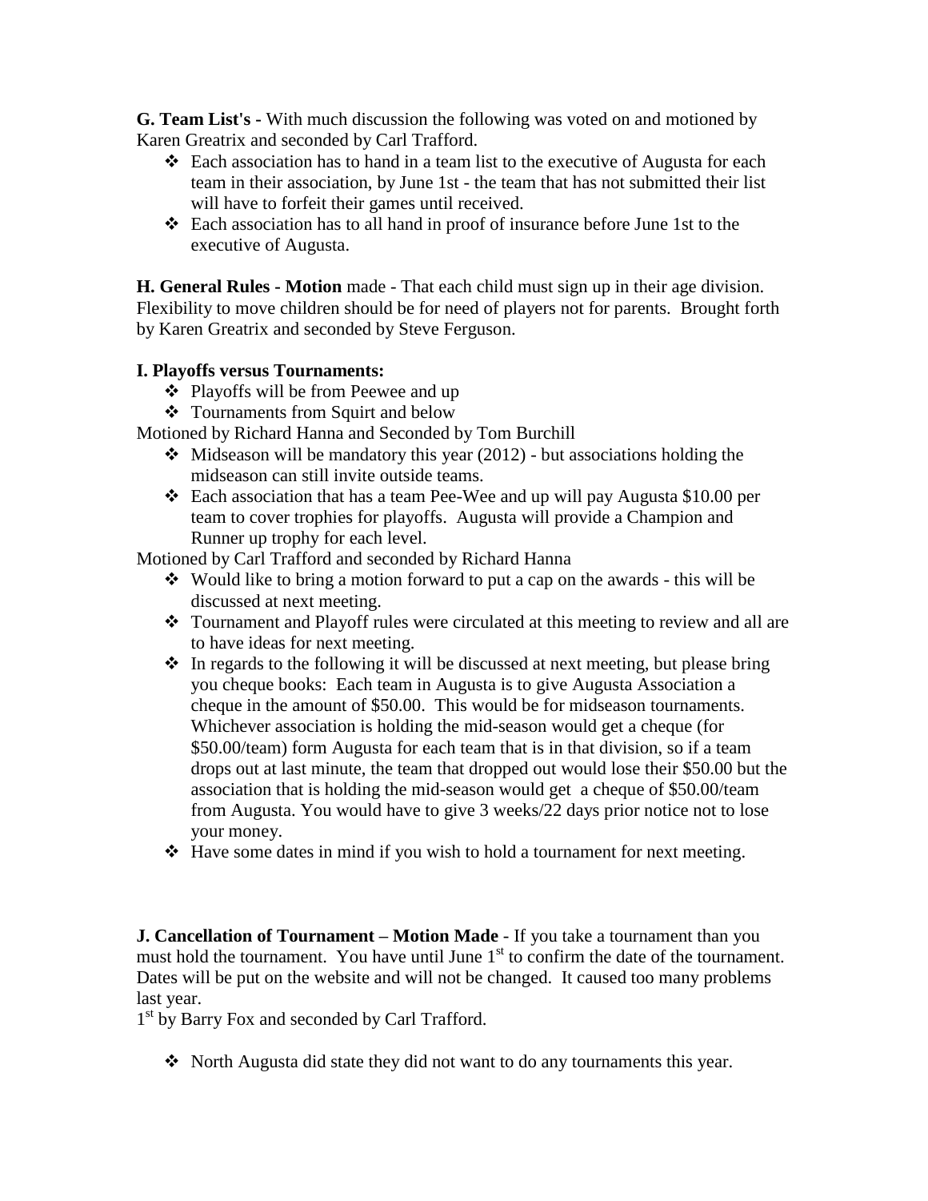**G. Team List's -** With much discussion the following was voted on and motioned by Karen Greatrix and seconded by Carl Trafford.

- Each association has to hand in a team list to the executive of Augusta for each team in their association, by June 1st - the team that has not submitted their list will have to forfeit their games until received.
- Each association has to all hand in proof of insurance before June 1st to the executive of Augusta.

**H. General Rules - Motion** made - That each child must sign up in their age division. Flexibility to move children should be for need of players not for parents. Brought forth by Karen Greatrix and seconded by Steve Ferguson.

**I. Playoffs versus Tournaments:**

- Playoffs will be from Peewee and up
- Tournaments from Squirt and below

Motioned by Richard Hanna and Seconded by Tom Burchill

- Midseason will be mandatory this year (2012) - but associations holding the midseason can still invite outside teams.
- Each association that has a team Pee-Wee and up will pay Augusta $10.00 per team to cover trophies for playoffs. Augusta will provide a Champion and Runner up trophy for each level.

Motioned by Carl Trafford and seconded by Richard Hanna

- Would like to bring a motion forward to put a cap on the awards - this will be discussed at next meeting.
- Tournament and Playoff rules were circulated at this meeting to review and all are to have ideas for next meeting.
- In regards to the following it will be discussed at next meeting, but please bring you cheque books: Each team in Augusta is to give Augusta Association a cheque in the amount of $50.00. This would be for midseason tournaments. Whichever association is holding the mid-season would get a cheque (for $50.00/team) form Augusta for each team that is in that division, so if a team drops out at last minute, the team that dropped out would lose their $50.00 but the association that is holding the mid-season would get a cheque of $50.00/team from Augusta. You would have to give 3 weeks/22 days prior notice not to lose your money.
- Have some dates in mind if you wish to hold a tournament for next meeting.

**J. Cancellation of Tournament – Motion Made** - If you take a tournament than you must hold the tournament. You have until June 1st to confirm the date of the tournament. Dates will be put on the website and will not be changed. It caused too many problems last year.

1st by Barry Fox and seconded by Carl Trafford.

- North Augusta did state they did not want to do any tournaments this year.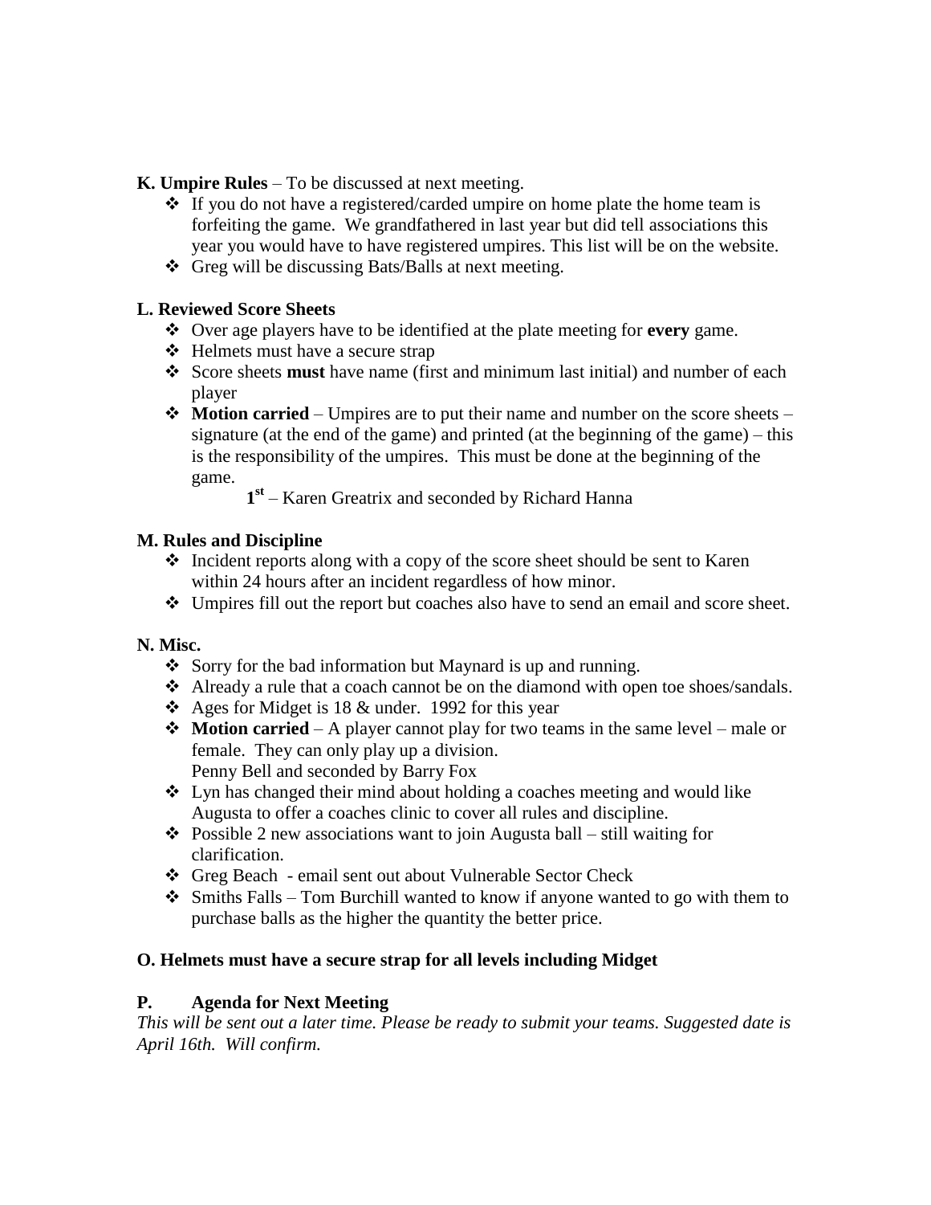**K. Umpire Rules** – To be discussed at next meeting.

- If you do not have a registered/carded umpire on home plate the home team is forfeiting the game. We grandfathered in last year but did tell associations this year you would have to have registered umpires. This list will be on the website.
- Greg will be discussing Bats/Balls at next meeting.

**L. Reviewed Score Sheets**

- Over age players have to be identified at the plate meeting for **every** game.
- Helmets must have a secure strap
- Score sheets **must** have name (first and minimum last initial) and number of each player
- **Motion carried** – Umpires are to put their name and number on the score sheets – signature (at the end of the game) and printed (at the beginning of the game) – this is the responsibility of the umpires. This must be done at the beginning of the game.

  1st – Karen Greatrix and seconded by Richard Hanna

**M. Rules and Discipline**

- Incident reports along with a copy of the score sheet should be sent to Karen within 24 hours after an incident regardless of how minor.
- Umpires fill out the report but coaches also have to send an email and score sheet.

**N. Misc.**

- Sorry for the bad information but Maynard is up and running.
- Already a rule that a coach cannot be on the diamond with open toe shoes/sandals.
- Ages for Midget is 18 & under. 1992 for this year
- **Motion carried** – A player cannot play for two teams in the same level – male or female. They can only play up a division.
  Penny Bell and seconded by Barry Fox
- Lyn has changed their mind about holding a coaches meeting and would like Augusta to offer a coaches clinic to cover all rules and discipline.
- Possible 2 new associations want to join Augusta ball – still waiting for clarification.
- Greg Beach - email sent out about Vulnerable Sector Check
- Smiths Falls – Tom Burchill wanted to know if anyone wanted to go with them to purchase balls as the higher the quantity the better price.

**O. Helmets must have a secure strap for all levels including Midget**

**P. Agenda for Next Meeting**

*This will be sent out a later time. Please be ready to submit your teams. Suggested date is April 16th. Will confirm.*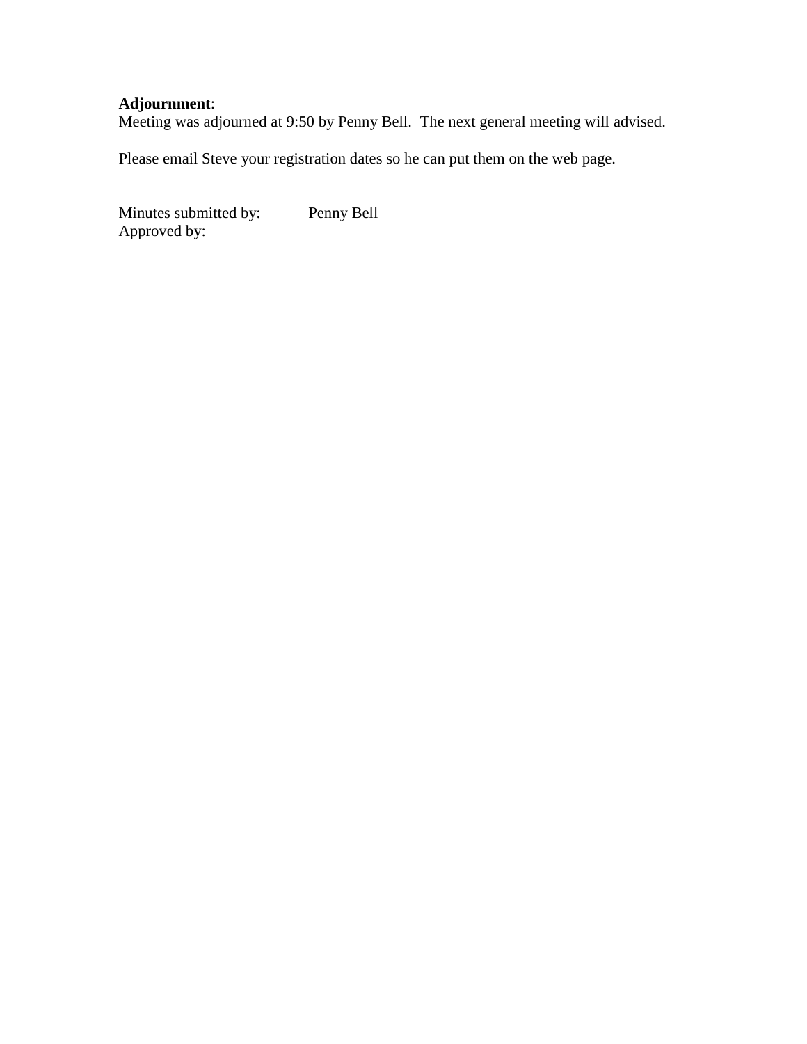**Adjournment**:
Meeting was adjourned at 9:50 by Penny Bell. The next general meeting will advised.

Please email Steve your registration dates so he can put them on the web page.

Minutes submitted by: Penny Bell
Approved by: